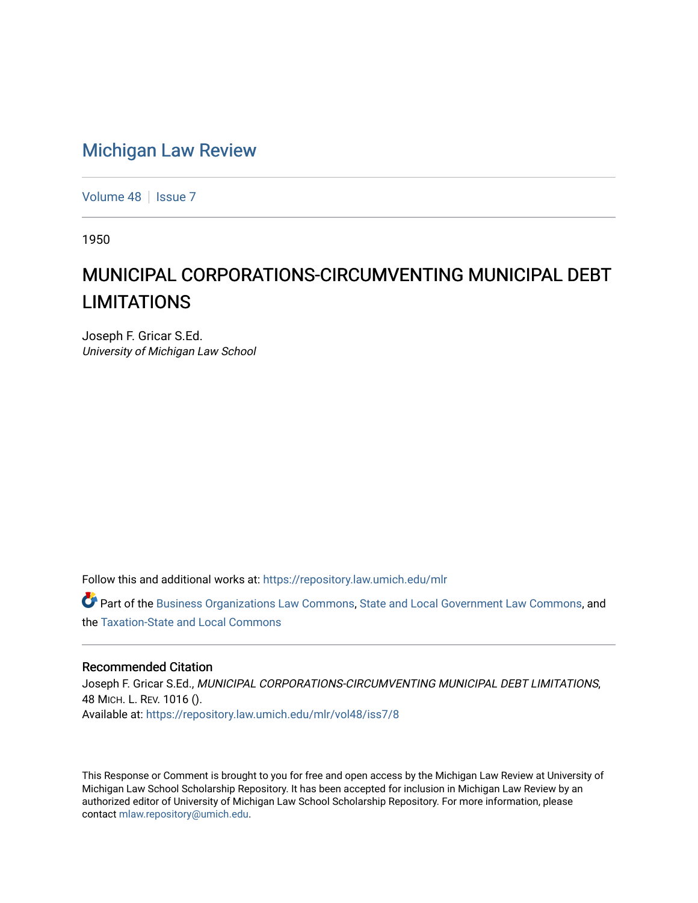# Michigan Law Review

Volume 48 | Issue 7

1950

## MUNICIPAL CORPORATIONS-CIRCUMVENTING MUNICIPAL DEBT LIMITATIONS

Joseph F. Gricar S.Ed.
*University of Michigan Law School*

Follow this and additional works at: https://repository.law.umich.edu/mlr

Part of the Business Organizations Law Commons, State and Local Government Law Commons, and the Taxation-State and Local Commons

### Recommended Citation

Joseph F. Gricar S.Ed., *MUNICIPAL CORPORATIONS-CIRCUMVENTING MUNICIPAL DEBT LIMITATIONS*, 48 MICH. L. REV. 1016 ().
Available at: https://repository.law.umich.edu/mlr/vol48/iss7/8

This Response or Comment is brought to you for free and open access by the Michigan Law Review at University of Michigan Law School Scholarship Repository. It has been accepted for inclusion in Michigan Law Review by an authorized editor of University of Michigan Law School Scholarship Repository. For more information, please contact mlaw.repository@umich.edu.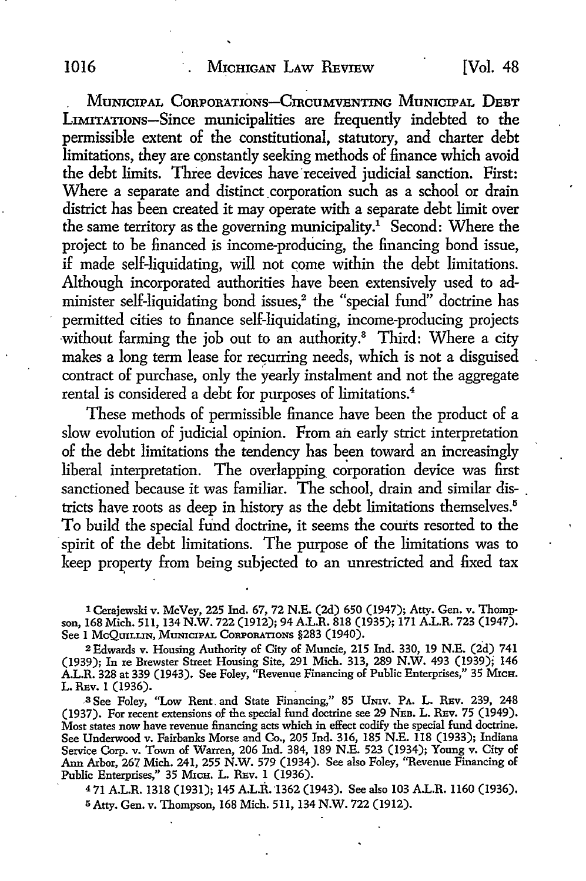MUNICIPAL CORPORATIONS—CIRCUMVENTING MUNICIPAL DEBT LIMITATIONS—Since municipalities are frequently indebted to the permissible extent of the constitutional, statutory, and charter debt limitations, they are constantly seeking methods of finance which avoid the debt limits. Three devices have received judicial sanction. First: Where a separate and distinct corporation such as a school or drain district has been created it may operate with a separate debt limit over the same territory as the governing municipality.[1] Second: Where the project to be financed is income-producing, the financing bond issue, if made self-liquidating, will not come within the debt limitations. Although incorporated authorities have been extensively used to administer self-liquidating bond issues,[2] the "special fund" doctrine has permitted cities to finance self-liquidating, income-producing projects without farming the job out to an authority.[3] Third: Where a city makes a long term lease for recurring needs, which is not a disguised contract of purchase, only the yearly instalment and not the aggregate rental is considered a debt for purposes of limitations.[4]

These methods of permissible finance have been the product of a slow evolution of judicial opinion. From an early strict interpretation of the debt limitations the tendency has been toward an increasingly liberal interpretation. The overlapping corporation device was first sanctioned because it was familiar. The school, drain and similar districts have roots as deep in history as the debt limitations themselves.[5] To build the special fund doctrine, it seems the courts resorted to the spirit of the debt limitations. The purpose of the limitations was to keep property from being subjected to an unrestricted and fixed tax

---

[1] Cerajewski v. McVey, 225 Ind. 67, 72 N.E. (2d) 650 (1947); Atty. Gen. v. Thompson, 168 Mich. 511, 134 N.W. 722 (1912); 94 A.L.R. 818 (1935); 171 A.L.R. 723 (1947). See 1 MCQUILLIN, MUNICIPAL CORPORATIONS §283 (1940).

[2] Edwards v. Housing Authority of City of Muncie, 215 Ind. 330, 19 N.E. (2d) 741 (1939); In re Brewster Street Housing Site, 291 Mich. 313, 289 N.W. 493 (1939); 146 A.L.R. 328 at 339 (1943). See Foley, "Revenue Financing of Public Enterprises," 35 MICH. L. REV. 1 (1936).

[3] See Foley, "Low Rent and State Financing," 85 UNIV. PA. L. REV. 239, 248 (1937). For recent extensions of the special fund doctrine see 29 NEB. L. REV. 75 (1949). Most states now have revenue financing acts which in effect codify the special fund doctrine. See Underwood v. Fairbanks Morse and Co., 205 Ind. 316, 185 N.E. 118 (1933); Indiana Service Corp. v. Town of Warren, 206 Ind. 384, 189 N.E. 523 (1934); Young v. City of Ann Arbor, 267 Mich. 241, 255 N.W. 579 (1934). See also Foley, "Revenue Financing of Public Enterprises," 35 MICH. L. REV. 1 (1936).

[4] 71 A.L.R. 1318 (1931); 145 A.L.R. 1362 (1943). See also 103 A.L.R. 1160 (1936).

[5] Atty. Gen. v. Thompson, 168 Mich. 511, 134 N.W. 722 (1912).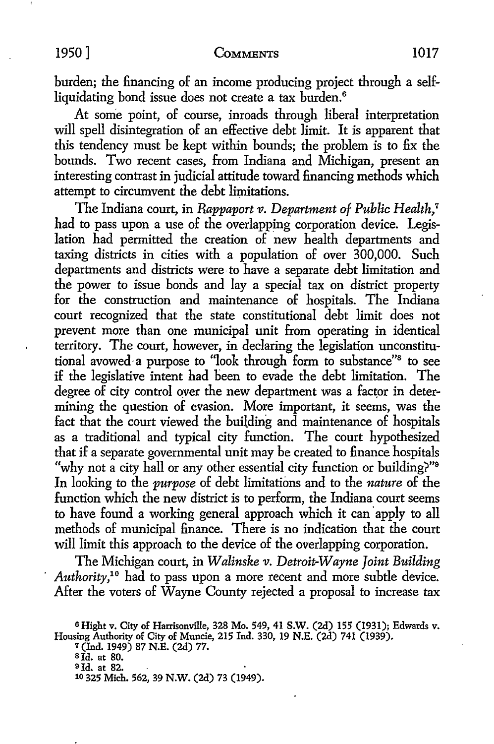burden; the financing of an income producing project through a self-liquidating bond issue does not create a tax burden.[6]

At some point, of course, inroads through liberal interpretation will spell disintegration of an effective debt limit. It is apparent that this tendency must be kept within bounds; the problem is to fix the bounds. Two recent cases, from Indiana and Michigan, present an interesting contrast in judicial attitude toward financing methods which attempt to circumvent the debt limitations.

The Indiana court, in *Rappaport v. Department of Public Health*,[7] had to pass upon a use of the overlapping corporation device. Legislation had permitted the creation of new health departments and taxing districts in cities with a population of over 300,000. Such departments and districts were to have a separate debt limitation and the power to issue bonds and lay a special tax on district property for the construction and maintenance of hospitals. The Indiana court recognized that the state constitutional debt limit does not prevent more than one municipal unit from operating in identical territory. The court, however, in declaring the legislation unconstitutional avowed a purpose to "look through form to substance"[8] to see if the legislative intent had been to evade the debt limitation. The degree of city control over the new department was a factor in determining the question of evasion. More important, it seems, was the fact that the court viewed the building and maintenance of hospitals as a traditional and typical city function. The court hypothesized that if a separate governmental unit may be created to finance hospitals "why not a city hall or any other essential city function or building?"[9] In looking to the *purpose* of debt limitations and to the *nature* of the function which the new district is to perform, the Indiana court seems to have found a working general approach which it can apply to all methods of municipal finance. There is no indication that the court will limit this approach to the device of the overlapping corporation.

The Michigan court, in *Walinske v. Detroit-Wayne Joint Building Authority*,[10] had to pass upon a more recent and more subtle device. After the voters of Wayne County rejected a proposal to increase tax

---

[6] Hight v. City of Harrisonville, 328 Mo. 549, 41 S.W. (2d) 155 (1931); Edwards v. Housing Authority of City of Muncie, 215 Ind. 330, 19 N.E. (2d) 741 (1939).

[7] (Ind. 1949) 87 N.E. (2d) 77.

[8] Id. at 80.

[9] Id. at 82.

[10] 325 Mich. 562, 39 N.W. (2d) 73 (1949).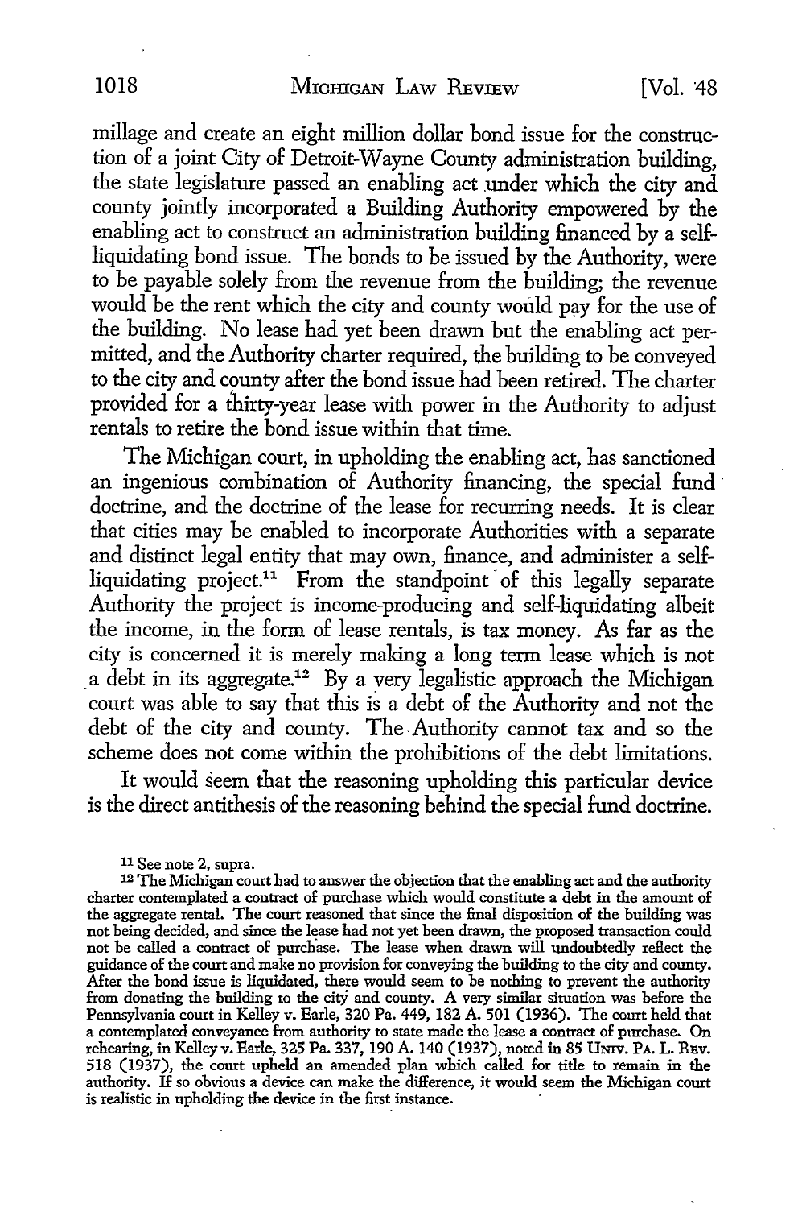millage and create an eight million dollar bond issue for the construction of a joint City of Detroit-Wayne County administration building, the state legislature passed an enabling act under which the city and county jointly incorporated a Building Authority empowered by the enabling act to construct an administration building financed by a self-liquidating bond issue. The bonds to be issued by the Authority, were to be payable solely from the revenue from the building; the revenue would be the rent which the city and county would pay for the use of the building. No lease had yet been drawn but the enabling act permitted, and the Authority charter required, the building to be conveyed to the city and county after the bond issue had been retired. The charter provided for a thirty-year lease with power in the Authority to adjust rentals to retire the bond issue within that time.

The Michigan court, in upholding the enabling act, has sanctioned an ingenious combination of Authority financing, the special fund doctrine, and the doctrine of the lease for recurring needs. It is clear that cities may be enabled to incorporate Authorities with a separate and distinct legal entity that may own, finance, and administer a self-liquidating project.[11] From the standpoint of this legally separate Authority the project is income-producing and self-liquidating albeit the income, in the form of lease rentals, is tax money. As far as the city is concerned it is merely making a long term lease which is not a debt in its aggregate.[12] By a very legalistic approach the Michigan court was able to say that this is a debt of the Authority and not the debt of the city and county. The Authority cannot tax and so the scheme does not come within the prohibitions of the debt limitations.

It would seem that the reasoning upholding this particular device is the direct antithesis of the reasoning behind the special fund doctrine.

[11] See note 2, supra.

[12] The Michigan court had to answer the objection that the enabling act and the authority charter contemplated a contract of purchase which would constitute a debt in the amount of the aggregate rental. The court reasoned that since the final disposition of the building was not being decided, and since the lease had not yet been drawn, the proposed transaction could not be called a contract of purchase. The lease when drawn will undoubtedly reflect the guidance of the court and make no provision for conveying the building to the city and county. After the bond issue is liquidated, there would seem to be nothing to prevent the authority from donating the building to the city and county. A very similar situation was before the Pennsylvania court in Kelley v. Earle, 320 Pa. 449, 182 A. 501 (1936). The court held that a contemplated conveyance from authority to state made the lease a contract of purchase. On rehearing, in Kelley v. Earle, 325 Pa. 337, 190 A. 140 (1937), noted in 85 Univ. Pa. L. Rev. 518 (1937), the court upheld an amended plan which called for title to remain in the authority. If so obvious a device can make the difference, it would seem the Michigan court is realistic in upholding the device in the first instance.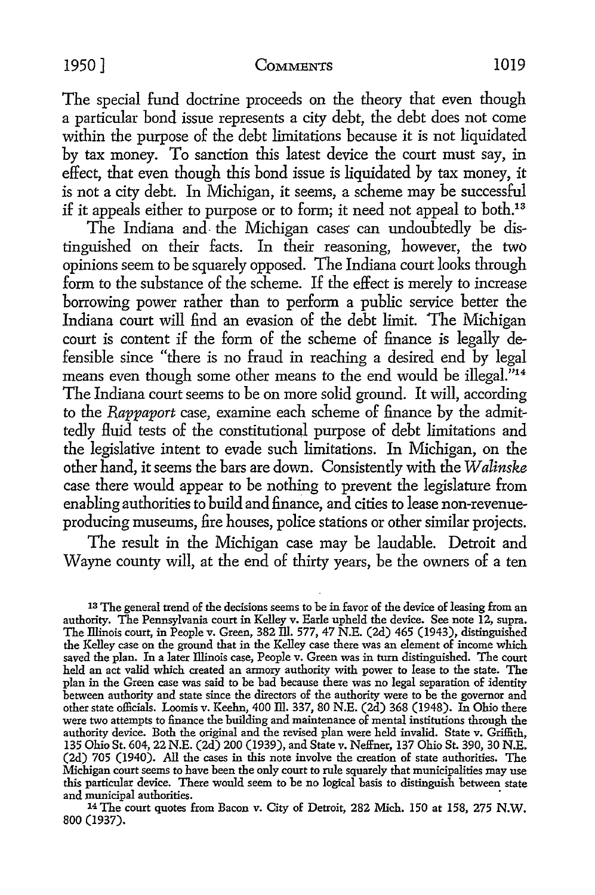The special fund doctrine proceeds on the theory that even though a particular bond issue represents a city debt, the debt does not come within the purpose of the debt limitations because it is not liquidated by tax money. To sanction this latest device the court must say, in effect, that even though this bond issue is liquidated by tax money, it is not a city debt. In Michigan, it seems, a scheme may be successful if it appeals either to purpose or to form; it need not appeal to both.[13]

The Indiana and the Michigan cases can undoubtedly be distinguished on their facts. In their reasoning, however, the two opinions seem to be squarely opposed. The Indiana court looks through form to the substance of the scheme. If the effect is merely to increase borrowing power rather than to perform a public service better the Indiana court will find an evasion of the debt limit. The Michigan court is content if the form of the scheme of finance is legally defensible since "there is no fraud in reaching a desired end by legal means even though some other means to the end would be illegal."[14] The Indiana court seems to be on more solid ground. It will, according to the *Rappaport* case, examine each scheme of finance by the admittedly fluid tests of the constitutional purpose of debt limitations and the legislative intent to evade such limitations. In Michigan, on the other hand, it seems the bars are down. Consistently with the *Walinske* case there would appear to be nothing to prevent the legislature from enabling authorities to build and finance, and cities to lease non-revenue-producing museums, fire houses, police stations or other similar projects.

The result in the Michigan case may be laudable. Detroit and Wayne county will, at the end of thirty years, be the owners of a ten

---

[13] The general trend of the decisions seems to be in favor of the device of leasing from an authority. The Pennsylvania court in Kelley v. Earle upheld the device. See note 12, supra. The Illinois court, in People v. Green, 382 Ill. 577, 47 N.E. (2d) 465 (1943), distinguished the Kelley case on the ground that in the Kelley case there was an element of income which saved the plan. In a later Illinois case, People v. Green was in turn distinguished. The court held an act valid which created an armory authority with power to lease to the state. The plan in the Green case was said to be bad because there was no legal separation of identity between authority and state since the directors of the authority were to be the governor and other state officials. Loomis v. Keehn, 400 Ill. 337, 80 N.E. (2d) 368 (1948). In Ohio there were two attempts to finance the building and maintenance of mental institutions through the authority device. Both the original and the revised plan were held invalid. State v. Griffith, 135 Ohio St. 604, 22 N.E. (2d) 200 (1939), and State v. Neffner, 137 Ohio St. 390, 30 N.E. (2d) 705 (1940). All the cases in this note involve the creation of state authorities. The Michigan court seems to have been the only court to rule squarely that municipalities may use this particular device. There would seem to be no logical basis to distinguish between state and municipal authorities.

[14] The court quotes from Bacon v. City of Detroit, 282 Mich. 150 at 158, 275 N.W. 800 (1937).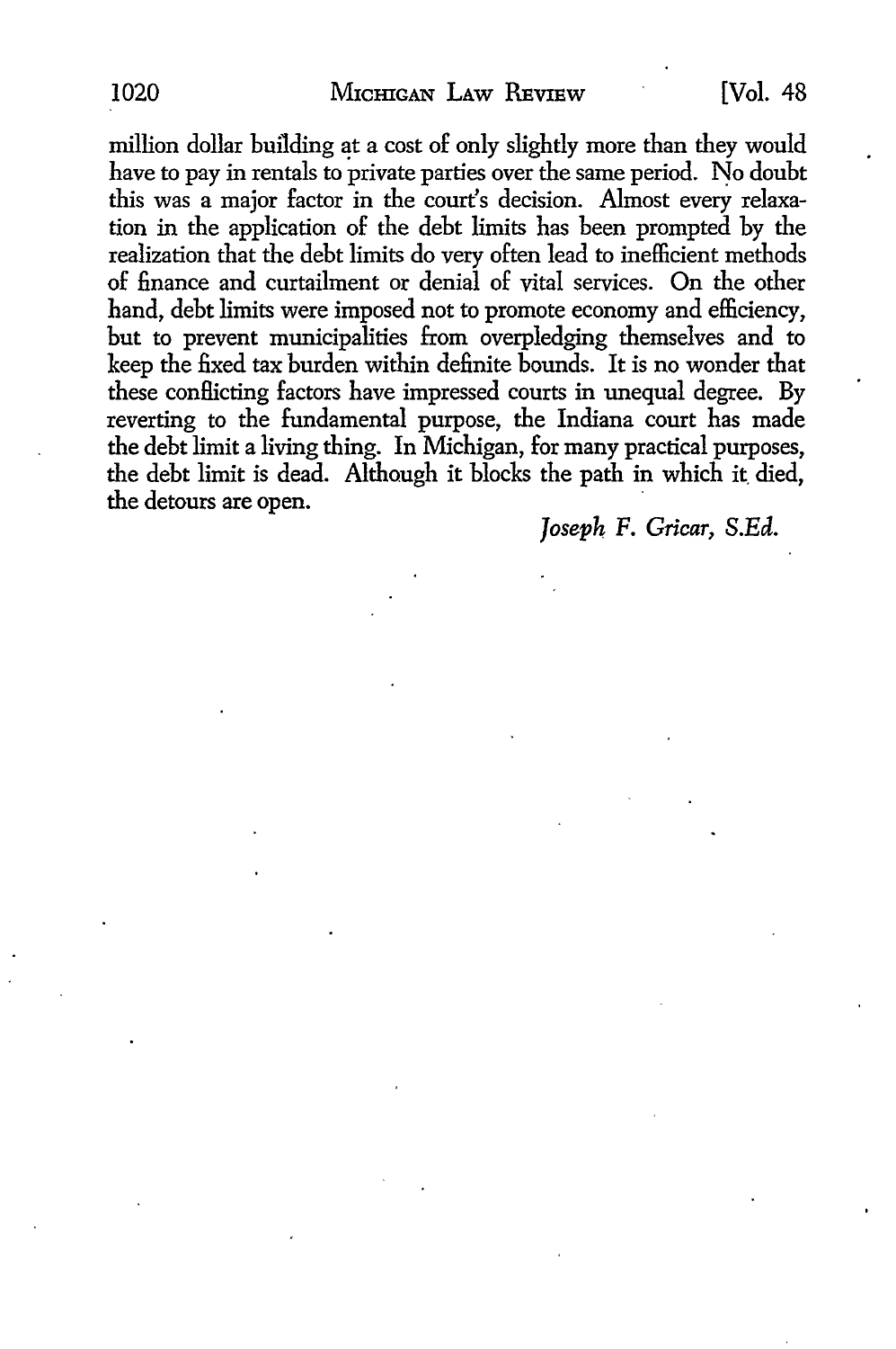million dollar building at a cost of only slightly more than they would have to pay in rentals to private parties over the same period. No doubt this was a major factor in the court's decision. Almost every relaxation in the application of the debt limits has been prompted by the realization that the debt limits do very often lead to inefficient methods of finance and curtailment or denial of vital services. On the other hand, debt limits were imposed not to promote economy and efficiency, but to prevent municipalities from overpledging themselves and to keep the fixed tax burden within definite bounds. It is no wonder that these conflicting factors have impressed courts in unequal degree. By reverting to the fundamental purpose, the Indiana court has made the debt limit a living thing. In Michigan, for many practical purposes, the debt limit is dead. Although it blocks the path in which it died, the detours are open.

*Joseph F. Gricar, S.Ed.*